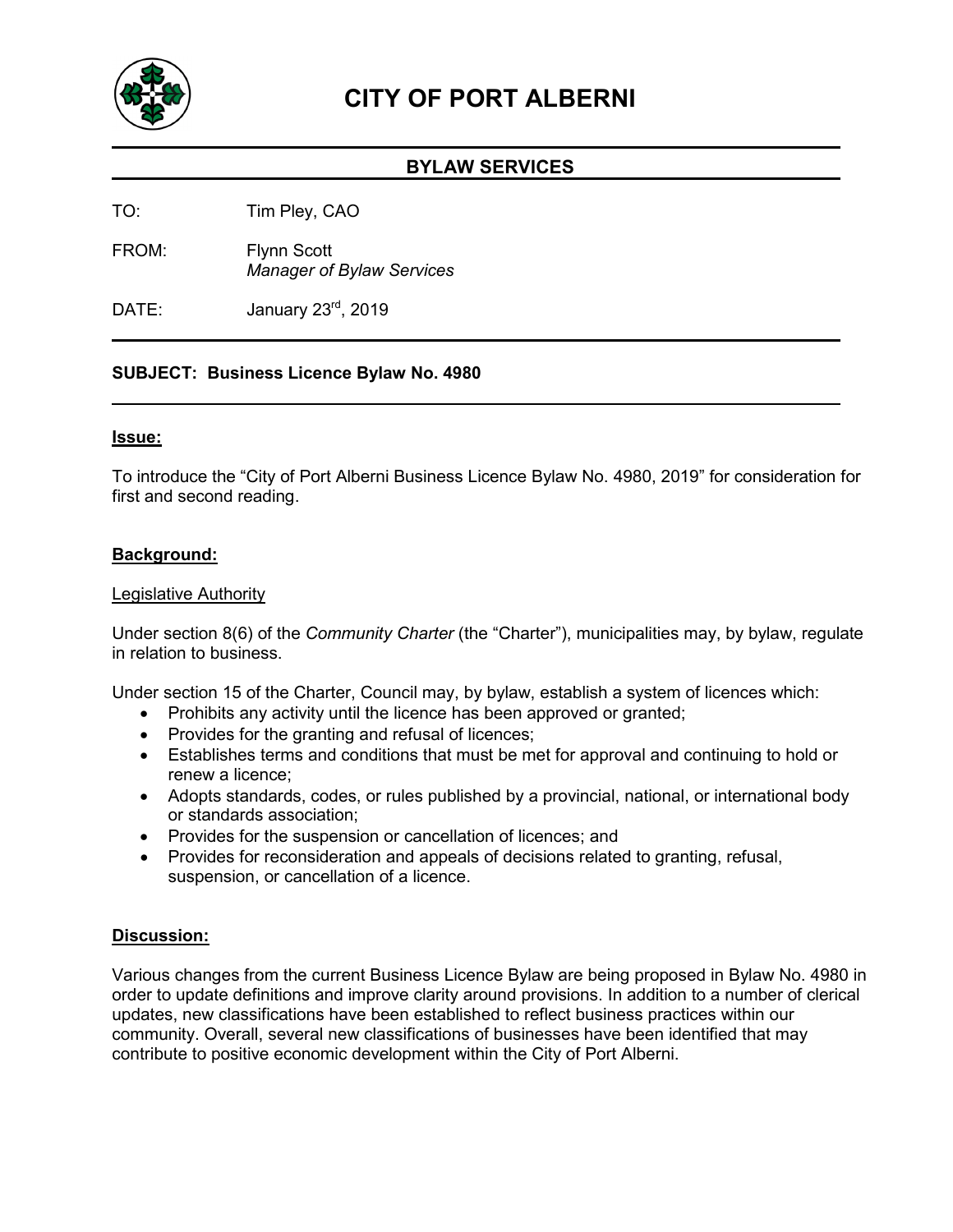# CITY OF PORT ALBERNI

## BYLAW SERVICES

TO: Tim Pley, CAO

FROM: Flynn Scott
*Manager of Bylaw Services*

DATE: January 23rd, 2019

**SUBJECT: Business Licence Bylaw No. 4980**

### Issue:

To introduce the "City of Port Alberni Business Licence Bylaw No. 4980, 2019" for consideration for first and second reading.

### Background:

Legislative Authority

Under section 8(6) of the *Community Charter* (the "Charter"), municipalities may, by bylaw, regulate in relation to business.

Under section 15 of the Charter, Council may, by bylaw, establish a system of licences which:

- Prohibits any activity until the licence has been approved or granted;
- Provides for the granting and refusal of licences;
- Establishes terms and conditions that must be met for approval and continuing to hold or renew a licence;
- Adopts standards, codes, or rules published by a provincial, national, or international body or standards association;
- Provides for the suspension or cancellation of licences; and
- Provides for reconsideration and appeals of decisions related to granting, refusal, suspension, or cancellation of a licence.

### Discussion:

Various changes from the current Business Licence Bylaw are being proposed in Bylaw No. 4980 in order to update definitions and improve clarity around provisions. In addition to a number of clerical updates, new classifications have been established to reflect business practices within our community. Overall, several new classifications of businesses have been identified that may contribute to positive economic development within the City of Port Alberni.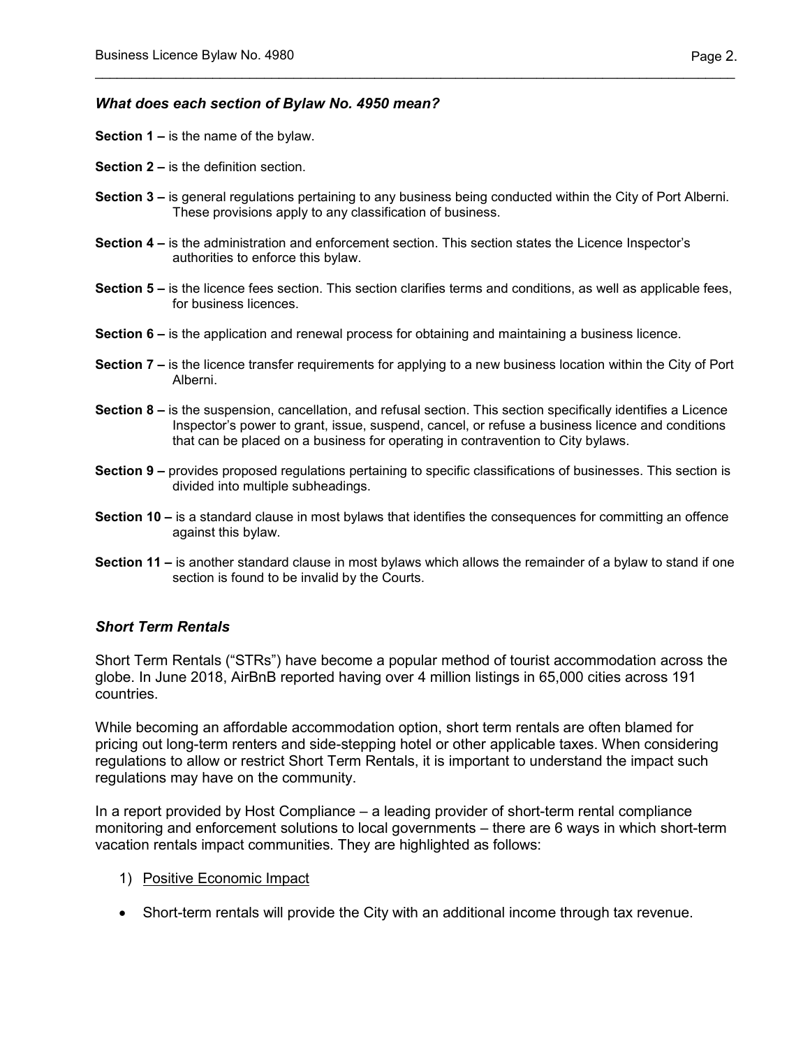### *What does each section of Bylaw No. 4950 mean?*

**Section 1 –** is the name of the bylaw.

**Section 2 –** is the definition section.

**Section 3 –** is general regulations pertaining to any business being conducted within the City of Port Alberni. These provisions apply to any classification of business.

**Section 4 –** is the administration and enforcement section. This section states the Licence Inspector's authorities to enforce this bylaw.

**Section 5 –** is the licence fees section. This section clarifies terms and conditions, as well as applicable fees, for business licences.

**Section 6 –** is the application and renewal process for obtaining and maintaining a business licence.

**Section 7 –** is the licence transfer requirements for applying to a new business location within the City of Port Alberni.

**Section 8 –** is the suspension, cancellation, and refusal section. This section specifically identifies a Licence Inspector's power to grant, issue, suspend, cancel, or refuse a business licence and conditions that can be placed on a business for operating in contravention to City bylaws.

**Section 9 –** provides proposed regulations pertaining to specific classifications of businesses. This section is divided into multiple subheadings.

**Section 10 –** is a standard clause in most bylaws that identifies the consequences for committing an offence against this bylaw.

**Section 11 –** is another standard clause in most bylaws which allows the remainder of a bylaw to stand if one section is found to be invalid by the Courts.

### *Short Term Rentals*

Short Term Rentals ("STRs") have become a popular method of tourist accommodation across the globe. In June 2018, AirBnB reported having over 4 million listings in 65,000 cities across 191 countries.

While becoming an affordable accommodation option, short term rentals are often blamed for pricing out long-term renters and side-stepping hotel or other applicable taxes. When considering regulations to allow or restrict Short Term Rentals, it is important to understand the impact such regulations may have on the community.

In a report provided by Host Compliance – a leading provider of short-term rental compliance monitoring and enforcement solutions to local governments – there are 6 ways in which short-term vacation rentals impact communities. They are highlighted as follows:

1) Positive Economic Impact

- Short-term rentals will provide the City with an additional income through tax revenue.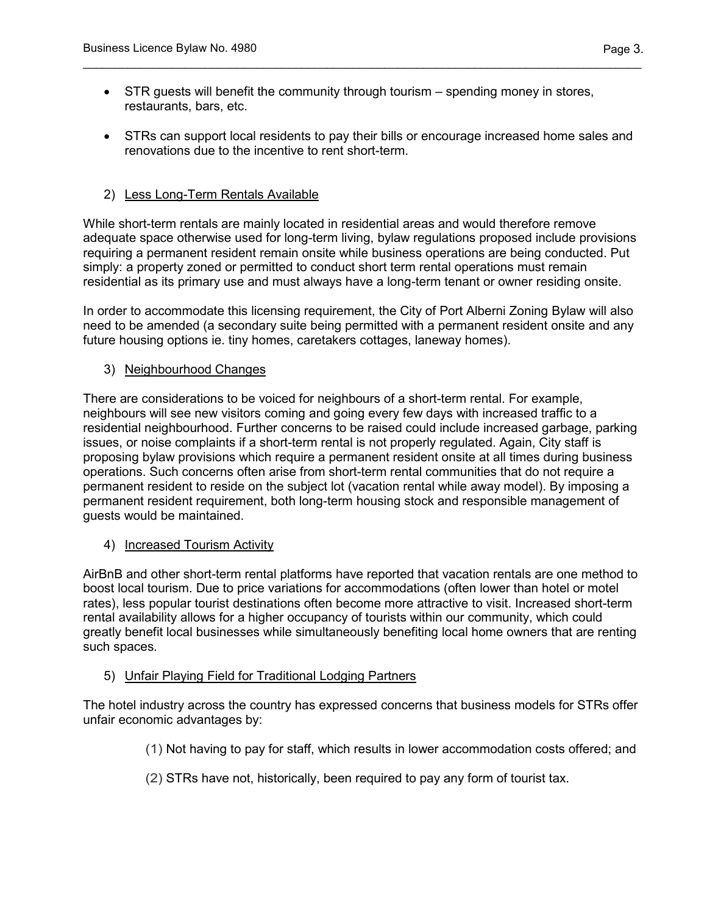- STR guests will benefit the community through tourism – spending money in stores, restaurants, bars, etc.
- STRs can support local residents to pay their bills or encourage increased home sales and renovations due to the incentive to rent short-term.

2) <u>Less Long-Term Rentals Available</u>

While short-term rentals are mainly located in residential areas and would therefore remove adequate space otherwise used for long-term living, bylaw regulations proposed include provisions requiring a permanent resident remain onsite while business operations are being conducted. Put simply: a property zoned or permitted to conduct short term rental operations must remain residential as its primary use and must always have a long-term tenant or owner residing onsite.

In order to accommodate this licensing requirement, the City of Port Alberni Zoning Bylaw will also need to be amended (a secondary suite being permitted with a permanent resident onsite and any future housing options ie. tiny homes, caretakers cottages, laneway homes).

3) <u>Neighbourhood Changes</u>

There are considerations to be voiced for neighbours of a short-term rental. For example, neighbours will see new visitors coming and going every few days with increased traffic to a residential neighbourhood. Further concerns to be raised could include increased garbage, parking issues, or noise complaints if a short-term rental is not properly regulated. Again, City staff is proposing bylaw provisions which require a permanent resident onsite at all times during business operations. Such concerns often arise from short-term rental communities that do not require a permanent resident to reside on the subject lot (vacation rental while away model). By imposing a permanent resident requirement, both long-term housing stock and responsible management of guests would be maintained.

4) <u>Increased Tourism Activity</u>

AirBnB and other short-term rental platforms have reported that vacation rentals are one method to boost local tourism. Due to price variations for accommodations (often lower than hotel or motel rates), less popular tourist destinations often become more attractive to visit. Increased short-term rental availability allows for a higher occupancy of tourists within our community, which could greatly benefit local businesses while simultaneously benefiting local home owners that are renting such spaces.

5) <u>Unfair Playing Field for Traditional Lodging Partners</u>

The hotel industry across the country has expressed concerns that business models for STRs offer unfair economic advantages by:

(1) Not having to pay for staff, which results in lower accommodation costs offered; and

(2) STRs have not, historically, been required to pay any form of tourist tax.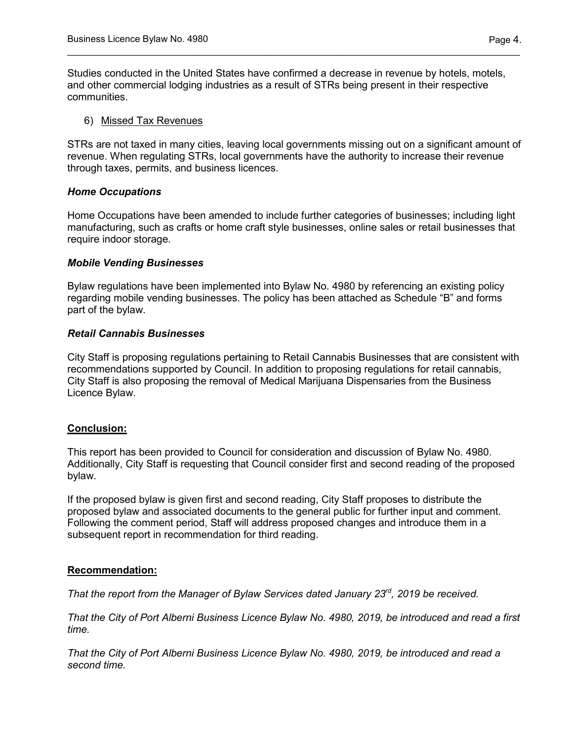Studies conducted in the United States have confirmed a decrease in revenue by hotels, motels, and other commercial lodging industries as a result of STRs being present in their respective communities.

6) Missed Tax Revenues

STRs are not taxed in many cities, leaving local governments missing out on a significant amount of revenue. When regulating STRs, local governments have the authority to increase their revenue through taxes, permits, and business licences.

### *Home Occupations*

Home Occupations have been amended to include further categories of businesses; including light manufacturing, such as crafts or home craft style businesses, online sales or retail businesses that require indoor storage.

### *Mobile Vending Businesses*

Bylaw regulations have been implemented into Bylaw No. 4980 by referencing an existing policy regarding mobile vending businesses. The policy has been attached as Schedule "B" and forms part of the bylaw.

### *Retail Cannabis Businesses*

City Staff is proposing regulations pertaining to Retail Cannabis Businesses that are consistent with recommendations supported by Council. In addition to proposing regulations for retail cannabis, City Staff is also proposing the removal of Medical Marijuana Dispensaries from the Business Licence Bylaw.

## Conclusion:

This report has been provided to Council for consideration and discussion of Bylaw No. 4980. Additionally, City Staff is requesting that Council consider first and second reading of the proposed bylaw.

If the proposed bylaw is given first and second reading, City Staff proposes to distribute the proposed bylaw and associated documents to the general public for further input and comment. Following the comment period, Staff will address proposed changes and introduce them in a subsequent report in recommendation for third reading.

## Recommendation:

*That the report from the Manager of Bylaw Services dated January 23rd, 2019 be received.*

*That the City of Port Alberni Business Licence Bylaw No. 4980, 2019, be introduced and read a first time.*

*That the City of Port Alberni Business Licence Bylaw No. 4980, 2019, be introduced and read a second time.*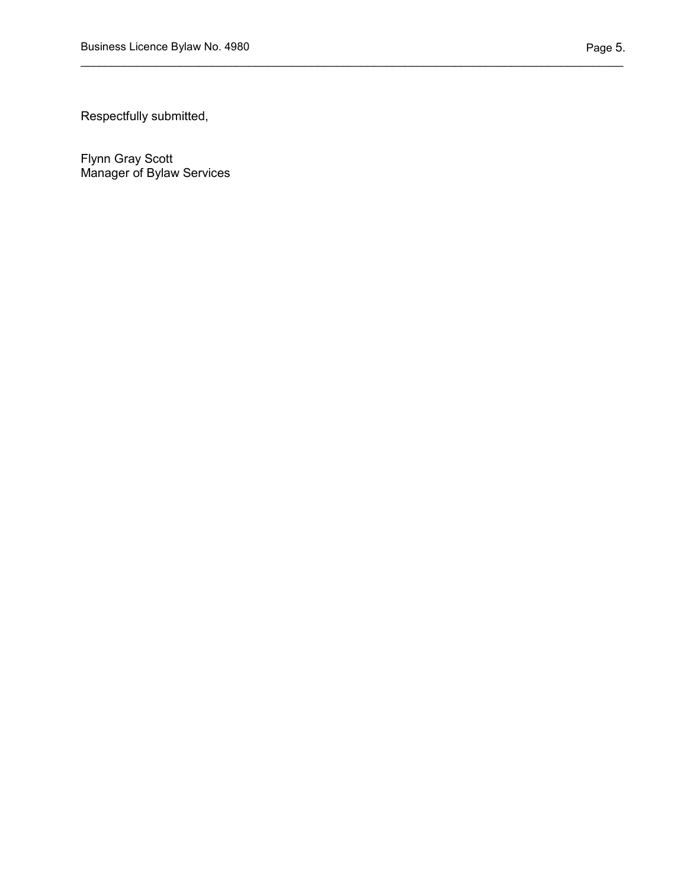Respectfully submitted,

Flynn Gray Scott
Manager of Bylaw Services